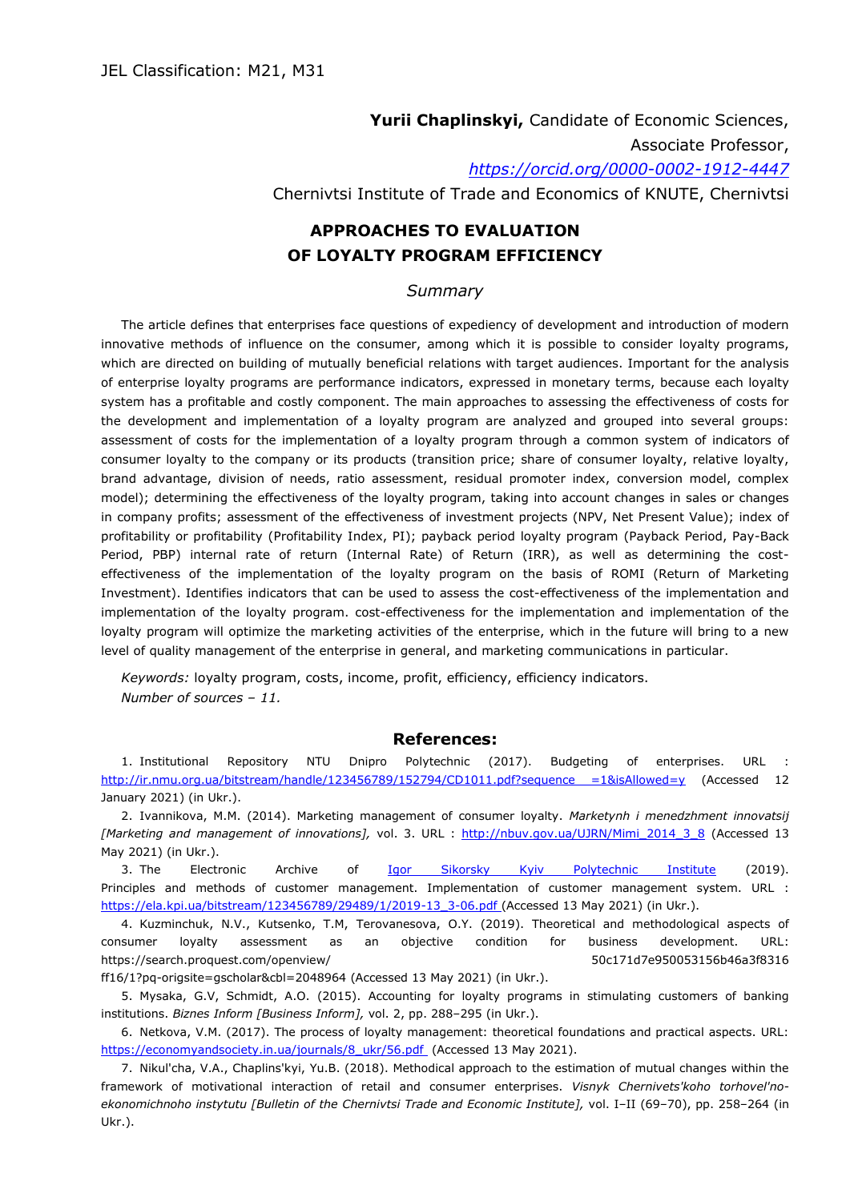JEL Classification: M21, M31

**Yurii Chaplinskyi,** Candidate of Economic Sciences,
Associate Professor,
*https://orcid.org/0000-0002-1912-4447*
Chernivtsi Institute of Trade and Economics of KNUTE, Chernivtsi

## APPROACHES TO EVALUATION OF LOYALTY PROGRAM EFFICIENCY

### *Summary*

The article defines that enterprises face questions of expediency of development and introduction of modern innovative methods of influence on the consumer, among which it is possible to consider loyalty programs, which are directed on building of mutually beneficial relations with target audiences. Important for the analysis of enterprise loyalty programs are performance indicators, expressed in monetary terms, because each loyalty system has a profitable and costly component. The main approaches to assessing the effectiveness of costs for the development and implementation of a loyalty program are analyzed and grouped into several groups: assessment of costs for the implementation of a loyalty program through a common system of indicators of consumer loyalty to the company or its products (transition price; share of consumer loyalty, relative loyalty, brand advantage, division of needs, ratio assessment, residual promoter index, conversion model, complex model); determining the effectiveness of the loyalty program, taking into account changes in sales or changes in company profits; assessment of the effectiveness of investment projects (NPV, Net Present Value); index of profitability or profitability (Profitability Index, PI); payback period loyalty program (Payback Period, Pay-Back Period, PBP) internal rate of return (Internal Rate) of Return (IRR), as well as determining the cost-effectiveness of the implementation of the loyalty program on the basis of ROMI (Return of Marketing Investment). Identifies indicators that can be used to assess the cost-effectiveness of the implementation and implementation of the loyalty program. cost-effectiveness for the implementation and implementation of the loyalty program will optimize the marketing activities of the enterprise, which in the future will bring to a new level of quality management of the enterprise in general, and marketing communications in particular.

*Keywords:* loyalty program, costs, income, profit, efficiency, efficiency indicators.
*Number of sources – 11.*

### References:

1. Institutional Repository NTU Dnipro Polytechnic (2017). Budgeting of enterprises. URL : http://ir.nmu.org.ua/bitstream/handle/123456789/152794/CD1011.pdf?sequence =1&isAllowed=y (Accessed 12 January 2021) (in Ukr.).

2. Ivannikova, M.M. (2014). Marketing management of consumer loyalty. *Marketynh i menedzhment innovatsij [Marketing and management of innovations],* vol. 3. URL : http://nbuv.gov.ua/UJRN/Mimi_2014_3_8 (Accessed 13 May 2021) (in Ukr.).

3. The Electronic Archive of Igor Sikorsky Kyiv Polytechnic Institute (2019). Principles and methods of customer management. Implementation of customer management system. URL : https://ela.kpi.ua/bitstream/123456789/29489/1/2019-13_3-06.pdf (Accessed 13 May 2021) (in Ukr.).

4. Kuzminchuk, N.V., Kutsenko, T.M, Terovanesova, O.Y. (2019). Theoretical and methodological aspects of consumer loyalty assessment as an objective condition for business development. URL: https://search.proquest.com/openview/ 50c171d7e950053156b46a3f8316ff16/1?pq-origsite=gscholar&cbl=2048964 (Accessed 13 May 2021) (in Ukr.).

5. Mysaka, G.V, Schmidt, A.O. (2015). Accounting for loyalty programs in stimulating customers of banking institutions. *Biznes Inform [Business Inform],* vol. 2, pp. 288–295 (in Ukr.).

6. Netkova, V.M. (2017). The process of loyalty management: theoretical foundations and practical aspects. URL: https://economyandsociety.in.ua/journals/8_ukr/56.pdf (Accessed 13 May 2021).

7. Nikul'cha, V.A., Chaplins'kyi, Yu.B. (2018). Methodical approach to the estimation of mutual changes within the framework of motivational interaction of retail and consumer enterprises. *Visnyk Chernivets'koho torhovel'no-ekonomichnoho instytutu [Bulletin of the Chernivtsi Trade and Economic Institute],* vol. I–II (69–70), pp. 258–264 (in Ukr.).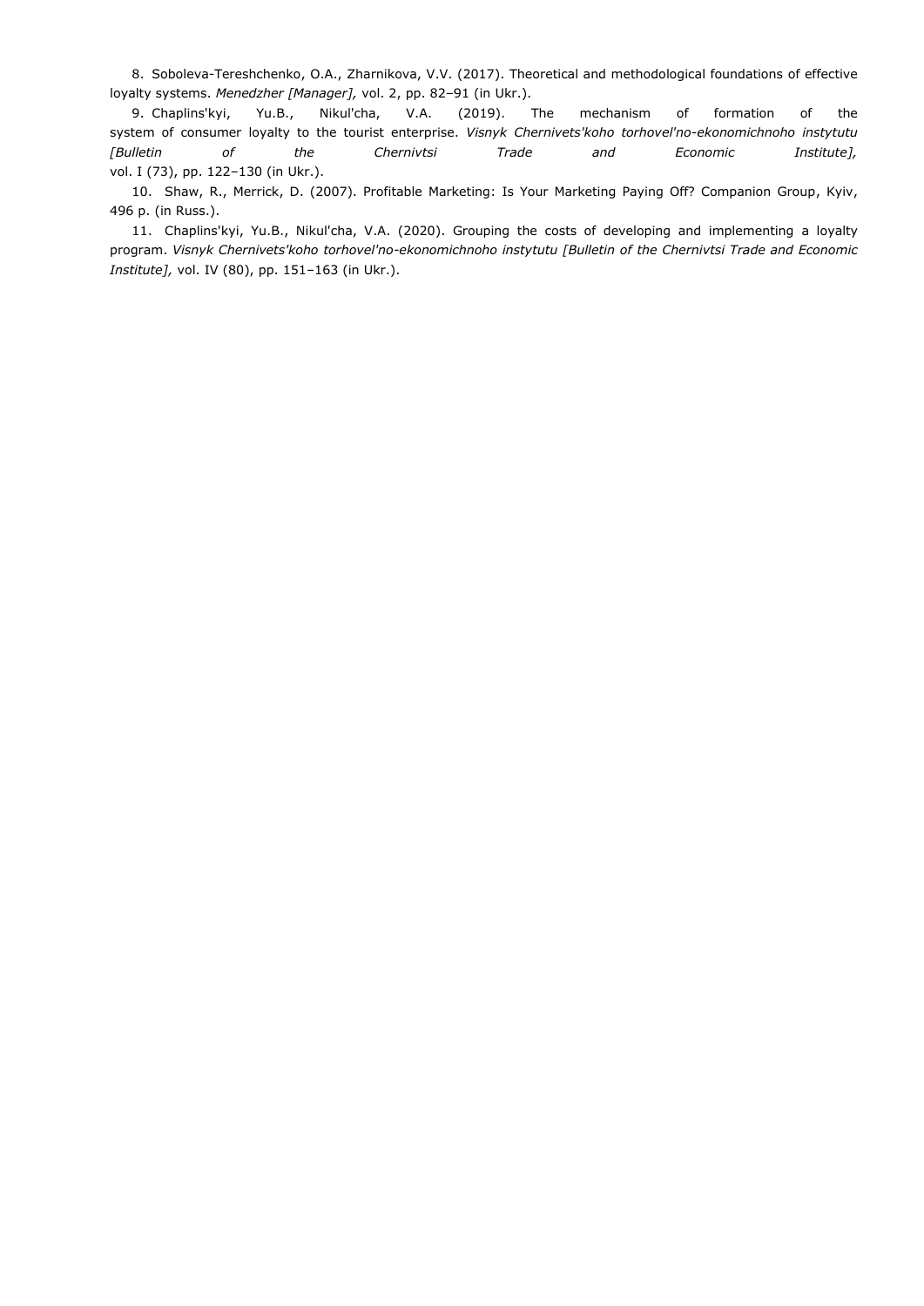8. Soboleva-Tereshchenko, O.A., Zharnikova, V.V. (2017). Theoretical and methodological foundations of effective loyalty systems. *Menedzher [Manager],* vol. 2, pp. 82–91 (in Ukr.).

9. Chaplins'kyi, Yu.B., Nikul'cha, V.A. (2019). The mechanism of formation of the system of consumer loyalty to the tourist enterprise. *Visnyk Chernivets'koho torhovel'no-ekonomichnoho instytutu [Bulletin of the Chernivtsi Trade and Economic Institute],* vol. I (73), pp. 122–130 (in Ukr.).

10. Shaw, R., Merrick, D. (2007). Profitable Marketing: Is Your Marketing Paying Off? Companion Group, Kyiv, 496 p. (in Russ.).

11. Chaplins'kyi, Yu.B., Nikul'cha, V.A. (2020). Grouping the costs of developing and implementing a loyalty program. *Visnyk Chernivets'koho torhovel'no-ekonomichnoho instytutu [Bulletin of the Chernivtsi Trade and Economic Institute],* vol. IV (80), pp. 151–163 (in Ukr.).